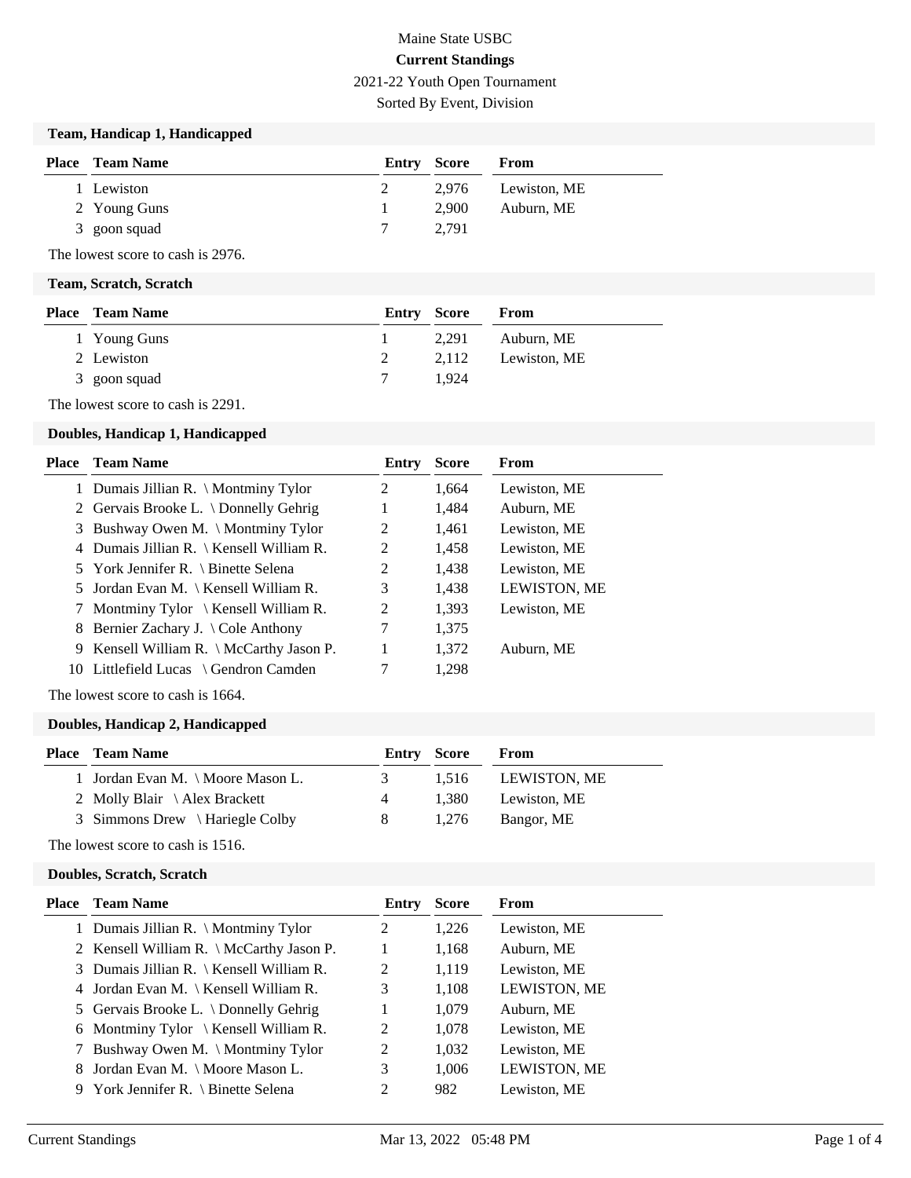# Maine State USBC

## Current Standings

2021-22 Youth Open Tournament

Sorted By Event, Division

### Team, Handicap 1, Handicapped

| Place | Team Name | Entry | Score | From |
|---|---|---|---|---|
| 1 | Lewiston | 2 | 2,976 | Lewiston, ME |
| 2 | Young Guns | 1 | 2,900 | Auburn, ME |
| 3 | goon squad | 7 | 2,791 | |

The lowest score to cash is 2976.

### Team, Scratch, Scratch

| Place | Team Name | Entry | Score | From |
|---|---|---|---|---|
| 1 | Young Guns | 1 | 2,291 | Auburn, ME |
| 2 | Lewiston | 2 | 2,112 | Lewiston, ME |
| 3 | goon squad | 7 | 1,924 | |

The lowest score to cash is 2291.

### Doubles, Handicap 1, Handicapped

| Place | Team Name | Entry | Score | From |
|---|---|---|---|---|
| 1 | Dumais Jillian R. \ Montminy Tylor | 2 | 1,664 | Lewiston, ME |
| 2 | Gervais Brooke L. \ Donnelly Gehrig | 1 | 1,484 | Auburn, ME |
| 3 | Bushway Owen M. \ Montminy Tylor | 2 | 1,461 | Lewiston, ME |
| 4 | Dumais Jillian R. \ Kensell William R. | 2 | 1,458 | Lewiston, ME |
| 5 | York Jennifer R. \ Binette Selena | 2 | 1,438 | Lewiston, ME |
| 5 | Jordan Evan M. \ Kensell William R. | 3 | 1,438 | LEWISTON, ME |
| 7 | Montminy Tylor \ Kensell William R. | 2 | 1,393 | Lewiston, ME |
| 8 | Bernier Zachary J. \ Cole Anthony | 7 | 1,375 | |
| 9 | Kensell William R. \ McCarthy Jason P. | 1 | 1,372 | Auburn, ME |
| 10 | Littlefield Lucas \ Gendron Camden | 7 | 1,298 | |

The lowest score to cash is 1664.

### Doubles, Handicap 2, Handicapped

| Place | Team Name | Entry | Score | From |
|---|---|---|---|---|
| 1 | Jordan Evan M. \ Moore Mason L. | 3 | 1,516 | LEWISTON, ME |
| 2 | Molly Blair \ Alex Brackett | 4 | 1,380 | Lewiston, ME |
| 3 | Simmons Drew \ Hariegle Colby | 8 | 1,276 | Bangor, ME |

The lowest score to cash is 1516.

### Doubles, Scratch, Scratch

| Place | Team Name | Entry | Score | From |
|---|---|---|---|---|
| 1 | Dumais Jillian R. \ Montminy Tylor | 2 | 1,226 | Lewiston, ME |
| 2 | Kensell William R. \ McCarthy Jason P. | 1 | 1,168 | Auburn, ME |
| 3 | Dumais Jillian R. \ Kensell William R. | 2 | 1,119 | Lewiston, ME |
| 4 | Jordan Evan M. \ Kensell William R. | 3 | 1,108 | LEWISTON, ME |
| 5 | Gervais Brooke L. \ Donnelly Gehrig | 1 | 1,079 | Auburn, ME |
| 6 | Montminy Tylor \ Kensell William R. | 2 | 1,078 | Lewiston, ME |
| 7 | Bushway Owen M. \ Montminy Tylor | 2 | 1,032 | Lewiston, ME |
| 8 | Jordan Evan M. \ Moore Mason L. | 3 | 1,006 | LEWISTON, ME |
| 9 | York Jennifer R. \ Binette Selena | 2 | 982 | Lewiston, ME |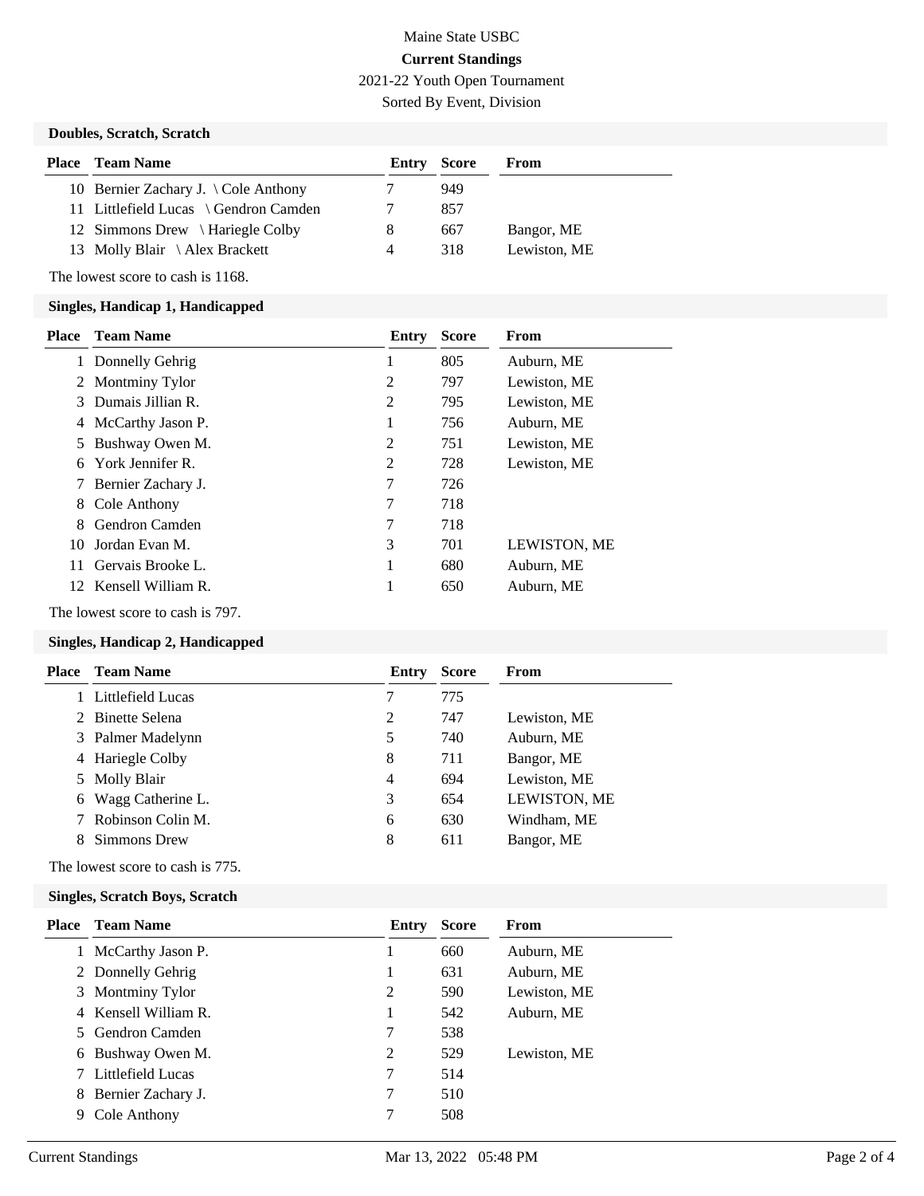Maine State USBC

**Current Standings**

2021-22 Youth Open Tournament

Sorted By Event, Division

## Doubles, Scratch, Scratch

| Place | Team Name | Entry | Score | From |
|---|---|---|---|---|
| 10 | Bernier Zachary J. \ Cole Anthony | 7 | 949 | |
| 11 | Littlefield Lucas \ Gendron Camden | 7 | 857 | |
| 12 | Simmons Drew \ Hariegle Colby | 8 | 667 | Bangor, ME |
| 13 | Molly Blair \ Alex Brackett | 4 | 318 | Lewiston, ME |

The lowest score to cash is 1168.

## Singles, Handicap 1, Handicapped

| Place | Team Name | Entry | Score | From |
|---|---|---|---|---|
| 1 | Donnelly Gehrig | 1 | 805 | Auburn, ME |
| 2 | Montminy Tylor | 2 | 797 | Lewiston, ME |
| 3 | Dumais Jillian R. | 2 | 795 | Lewiston, ME |
| 4 | McCarthy Jason P. | 1 | 756 | Auburn, ME |
| 5 | Bushway Owen M. | 2 | 751 | Lewiston, ME |
| 6 | York Jennifer R. | 2 | 728 | Lewiston, ME |
| 7 | Bernier Zachary J. | 7 | 726 | |
| 8 | Cole Anthony | 7 | 718 | |
| 8 | Gendron Camden | 7 | 718 | |
| 10 | Jordan Evan M. | 3 | 701 | LEWISTON, ME |
| 11 | Gervais Brooke L. | 1 | 680 | Auburn, ME |
| 12 | Kensell William R. | 1 | 650 | Auburn, ME |

The lowest score to cash is 797.

## Singles, Handicap 2, Handicapped

| Place | Team Name | Entry | Score | From |
|---|---|---|---|---|
| 1 | Littlefield Lucas | 7 | 775 | |
| 2 | Binette Selena | 2 | 747 | Lewiston, ME |
| 3 | Palmer Madelynn | 5 | 740 | Auburn, ME |
| 4 | Hariegle Colby | 8 | 711 | Bangor, ME |
| 5 | Molly Blair | 4 | 694 | Lewiston, ME |
| 6 | Wagg Catherine L. | 3 | 654 | LEWISTON, ME |
| 7 | Robinson Colin M. | 6 | 630 | Windham, ME |
| 8 | Simmons Drew | 8 | 611 | Bangor, ME |

The lowest score to cash is 775.

## Singles, Scratch Boys, Scratch

| Place | Team Name | Entry | Score | From |
|---|---|---|---|---|
| 1 | McCarthy Jason P. | 1 | 660 | Auburn, ME |
| 2 | Donnelly Gehrig | 1 | 631 | Auburn, ME |
| 3 | Montminy Tylor | 2 | 590 | Lewiston, ME |
| 4 | Kensell William R. | 1 | 542 | Auburn, ME |
| 5 | Gendron Camden | 7 | 538 | |
| 6 | Bushway Owen M. | 2 | 529 | Lewiston, ME |
| 7 | Littlefield Lucas | 7 | 514 | |
| 8 | Bernier Zachary J. | 7 | 510 | |
| 9 | Cole Anthony | 7 | 508 | |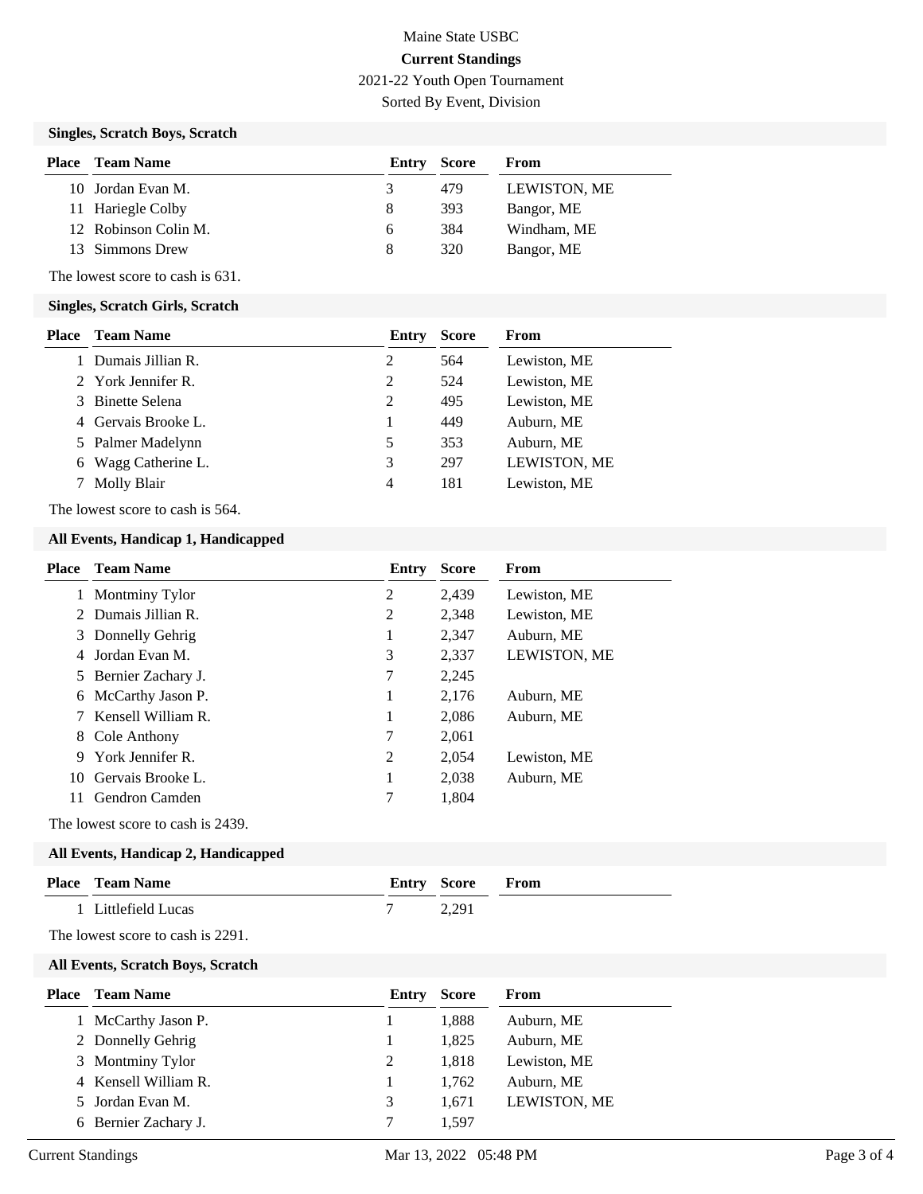Maine State USBC

**Current Standings**

2021-22 Youth Open Tournament

Sorted By Event, Division

### Singles, Scratch Boys, Scratch

| Place | Team Name | Entry | Score | From |
|---|---|---|---|---|
| 10 | Jordan Evan M. | 3 | 479 | LEWISTON, ME |
| 11 | Hariegle Colby | 8 | 393 | Bangor, ME |
| 12 | Robinson Colin M. | 6 | 384 | Windham, ME |
| 13 | Simmons Drew | 8 | 320 | Bangor, ME |

The lowest score to cash is 631.

### Singles, Scratch Girls, Scratch

| Place | Team Name | Entry | Score | From |
|---|---|---|---|---|
| 1 | Dumais Jillian R. | 2 | 564 | Lewiston, ME |
| 2 | York Jennifer R. | 2 | 524 | Lewiston, ME |
| 3 | Binette Selena | 2 | 495 | Lewiston, ME |
| 4 | Gervais Brooke L. | 1 | 449 | Auburn, ME |
| 5 | Palmer Madelynn | 5 | 353 | Auburn, ME |
| 6 | Wagg Catherine L. | 3 | 297 | LEWISTON, ME |
| 7 | Molly Blair | 4 | 181 | Lewiston, ME |

The lowest score to cash is 564.

### All Events, Handicap 1, Handicapped

| Place | Team Name | Entry | Score | From |
|---|---|---|---|---|
| 1 | Montminy Tylor | 2 | 2,439 | Lewiston, ME |
| 2 | Dumais Jillian R. | 2 | 2,348 | Lewiston, ME |
| 3 | Donnelly Gehrig | 1 | 2,347 | Auburn, ME |
| 4 | Jordan Evan M. | 3 | 2,337 | LEWISTON, ME |
| 5 | Bernier Zachary J. | 7 | 2,245 | |
| 6 | McCarthy Jason P. | 1 | 2,176 | Auburn, ME |
| 7 | Kensell William R. | 1 | 2,086 | Auburn, ME |
| 8 | Cole Anthony | 7 | 2,061 | |
| 9 | York Jennifer R. | 2 | 2,054 | Lewiston, ME |
| 10 | Gervais Brooke L. | 1 | 2,038 | Auburn, ME |
| 11 | Gendron Camden | 7 | 1,804 | |

The lowest score to cash is 2439.

### All Events, Handicap 2, Handicapped

| Place | Team Name | Entry | Score | From |
|---|---|---|---|---|
| 1 | Littlefield Lucas | 7 | 2,291 | |

The lowest score to cash is 2291.

### All Events, Scratch Boys, Scratch

| Place | Team Name | Entry | Score | From |
|---|---|---|---|---|
| 1 | McCarthy Jason P. | 1 | 1,888 | Auburn, ME |
| 2 | Donnelly Gehrig | 1 | 1,825 | Auburn, ME |
| 3 | Montminy Tylor | 2 | 1,818 | Lewiston, ME |
| 4 | Kensell William R. | 1 | 1,762 | Auburn, ME |
| 5 | Jordan Evan M. | 3 | 1,671 | LEWISTON, ME |
| 6 | Bernier Zachary J. | 7 | 1,597 | |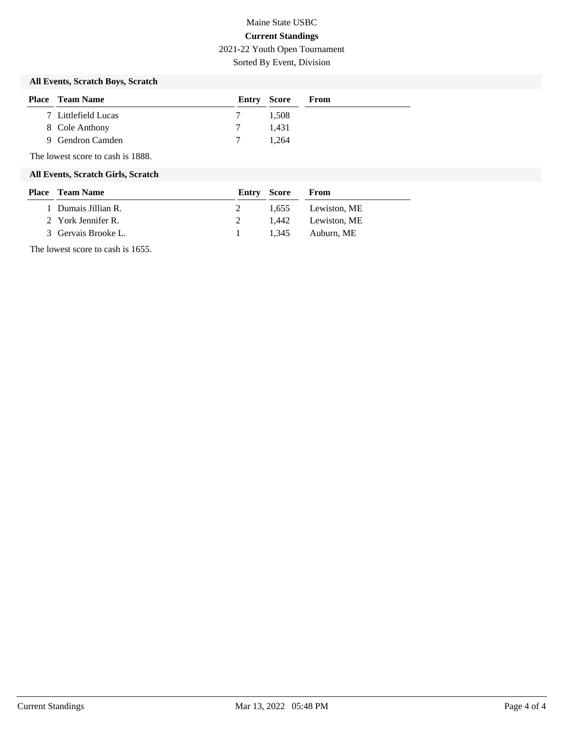Maine State USBC

**Current Standings**

2021-22 Youth Open Tournament

Sorted By Event, Division

### All Events, Scratch Boys, Scratch

| Place | Team Name | Entry | Score | From |
|---|---|---|---|---|
| 7 | Littlefield Lucas | 7 | 1,508 | |
| 8 | Cole Anthony | 7 | 1,431 | |
| 9 | Gendron Camden | 7 | 1,264 | |

The lowest score to cash is 1888.

### All Events, Scratch Girls, Scratch

| Place | Team Name | Entry | Score | From |
|---|---|---|---|---|
| 1 | Dumais Jillian R. | 2 | 1,655 | Lewiston, ME |
| 2 | York Jennifer R. | 2 | 1,442 | Lewiston, ME |
| 3 | Gervais Brooke L. | 1 | 1,345 | Auburn, ME |

The lowest score to cash is 1655.